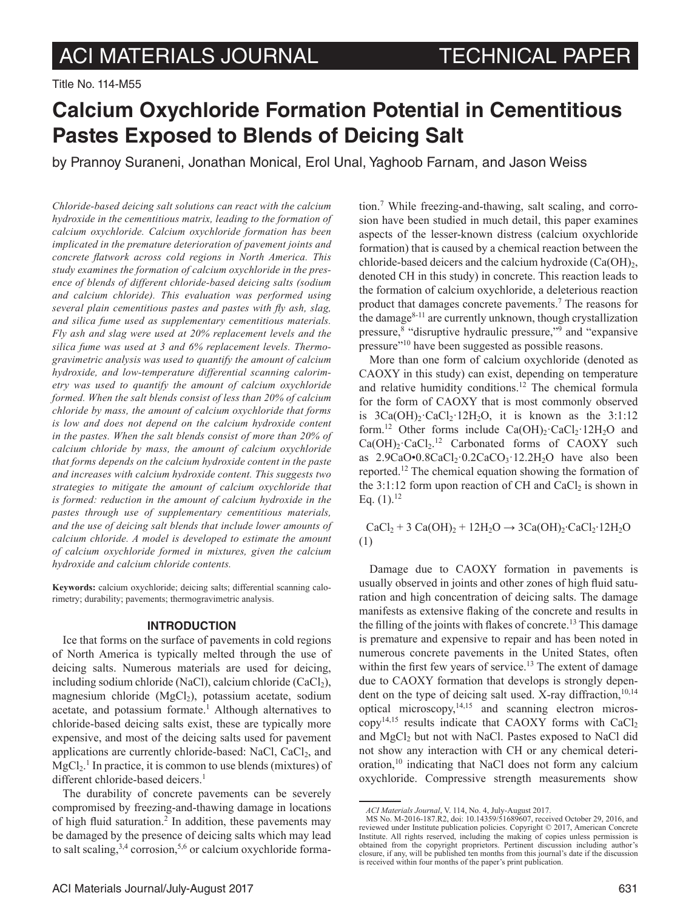ACI MATERIALS JOURNAL — TECHNICAL PAPER

Title No. 114-M55

# Calcium Oxychloride Formation Potential in Cementitious Pastes Exposed to Blends of Deicing Salt

by Prannoy Suraneni, Jonathan Monical, Erol Unal, Yaghoob Farnam, and Jason Weiss

*Chloride-based deicing salt solutions can react with the calcium hydroxide in the cementitious matrix, leading to the formation of calcium oxychloride. Calcium oxychloride formation has been implicated in the premature deterioration of pavement joints and concrete flatwork across cold regions in North America. This study examines the formation of calcium oxychloride in the presence of blends of different chloride-based deicing salts (sodium and calcium chloride). This evaluation was performed using several plain cementitious pastes and pastes with fly ash, slag, and silica fume used as supplementary cementitious materials. Fly ash and slag were used at 20% replacement levels and the silica fume was used at 3 and 6% replacement levels. Thermogravimetric analysis was used to quantify the amount of calcium hydroxide, and low-temperature differential scanning calorimetry was used to quantify the amount of calcium oxychloride formed. When the salt blends consist of less than 20% of calcium chloride by mass, the amount of calcium oxychloride that forms is low and does not depend on the calcium hydroxide content in the pastes. When the salt blends consist of more than 20% of calcium chloride by mass, the amount of calcium oxychloride that forms depends on the calcium hydroxide content in the paste and increases with calcium hydroxide content. This suggests two strategies to mitigate the amount of calcium oxychloride that is formed: reduction in the amount of calcium hydroxide in the pastes through use of supplementary cementitious materials, and the use of deicing salt blends that include lower amounts of calcium chloride. A model is developed to estimate the amount of calcium oxychloride formed in mixtures, given the calcium hydroxide and calcium chloride contents.*

**Keywords:** calcium oxychloride; deicing salts; differential scanning calorimetry; durability; pavements; thermogravimetric analysis.

## INTRODUCTION

Ice that forms on the surface of pavements in cold regions of North America is typically melted through the use of deicing salts. Numerous materials are used for deicing, including sodium chloride (NaCl), calcium chloride ($CaCl_2$), magnesium chloride ($MgCl_2$), potassium acetate, sodium acetate, and potassium formate.[1] Although alternatives to chloride-based deicing salts exist, these are typically more expensive, and most of the deicing salts used for pavement applications are currently chloride-based: NaCl, $CaCl_2$, and $MgCl_2$.[1] In practice, it is common to use blends (mixtures) of different chloride-based deicers.[1]

The durability of concrete pavements can be severely compromised by freezing-and-thawing damage in locations of high fluid saturation.[2] In addition, these pavements may be damaged by the presence of deicing salts which may lead to salt scaling,[3,4] corrosion,[5,6] or calcium oxychloride formation.[7] While freezing-and-thawing, salt scaling, and corrosion have been studied in much detail, this paper examines aspects of the lesser-known distress (calcium oxychloride formation) that is caused by a chemical reaction between the chloride-based deicers and the calcium hydroxide ($Ca(OH)_2$, denoted CH in this study) in concrete. This reaction leads to the formation of calcium oxychloride, a deleterious reaction product that damages concrete pavements.[7] The reasons for the damage[8-11] are currently unknown, though crystallization pressure,[8] "disruptive hydraulic pressure,"[9] and "expansive pressure"[10] have been suggested as possible reasons.

More than one form of calcium oxychloride (denoted as CAOXY in this study) can exist, depending on temperature and relative humidity conditions.[12] The chemical formula for the form of CAOXY that is most commonly observed is $3Ca(OH)_2{\cdot}CaCl_2{\cdot}12H_2O$, it is known as the 3:1:12 form.[12] Other forms include $Ca(OH)_2{\cdot}CaCl_2{\cdot}12H_2O$ and $Ca(OH)_2{\cdot}CaCl_2$.[12] Carbonated forms of CAOXY such as $2.9CaO{\bullet}0.8CaCl_2{\cdot}0.2CaCO_3{\cdot}12.2H_2O$ have also been reported.[12] The chemical equation showing the formation of the 3:1:12 form upon reaction of CH and $CaCl_2$ is shown in Eq. (1).[12]

$$CaCl_2 + 3\,Ca(OH)_2 + 12H_2O \rightarrow 3Ca(OH)_2{\cdot}CaCl_2{\cdot}12H_2O \quad (1)$$

Damage due to CAOXY formation in pavements is usually observed in joints and other zones of high fluid saturation and high concentration of deicing salts. The damage manifests as extensive flaking of the concrete and results in the filling of the joints with flakes of concrete.[13] This damage is premature and expensive to repair and has been noted in numerous concrete pavements in the United States, often within the first few years of service.[13] The extent of damage due to CAOXY formation that develops is strongly dependent on the type of deicing salt used. X-ray diffraction,[10,14] optical microscopy,[14,15] and scanning electron microscopy[14,15] results indicate that CAOXY forms with $CaCl_2$ and $MgCl_2$ but not with NaCl. Pastes exposed to NaCl did not show any interaction with CH or any chemical deterioration,[10] indicating that NaCl does not form any calcium oxychloride. Compressive strength measurements show

---

*ACI Materials Journal*, V. 114, No. 4, July-August 2017.

MS No. M-2016-187.R2, doi: 10.14359/51689607, received October 29, 2016, and reviewed under Institute publication policies. Copyright © 2017, American Concrete Institute. All rights reserved, including the making of copies unless permission is obtained from the copyright proprietors. Pertinent discussion including author's closure, if any, will be published ten months from this journal's date if the discussion is received within four months of the paper's print publication.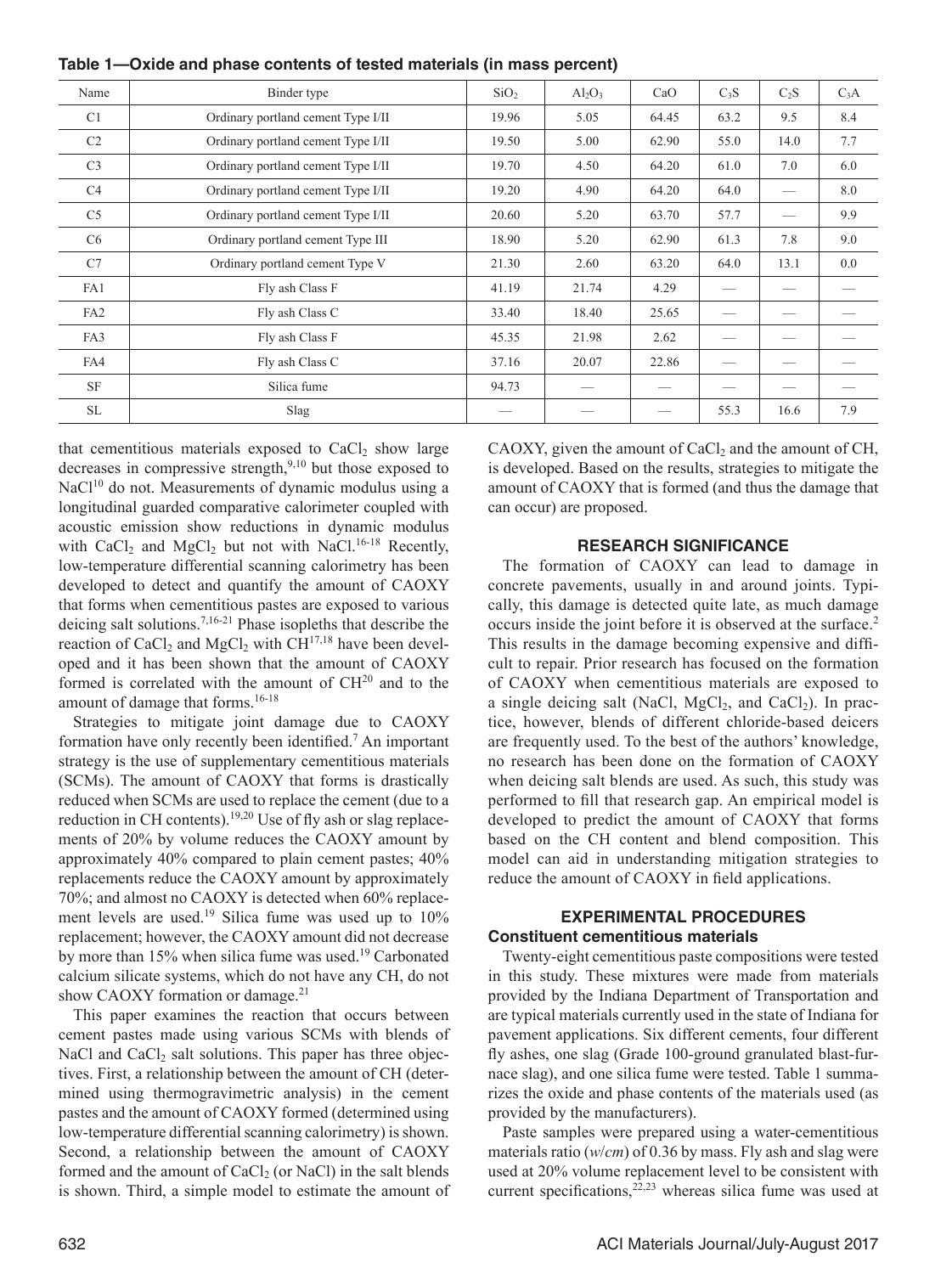**Table 1—Oxide and phase contents of tested materials (in mass percent)**

| Name | Binder type | $SiO_2$ | $Al_2O_3$ | CaO | $C_3S$ | $C_2S$ | $C_3A$ |
|---|---|---|---|---|---|---|---|
| C1 | Ordinary portland cement Type I/II | 19.96 | 5.05 | 64.45 | 63.2 | 9.5 | 8.4 |
| C2 | Ordinary portland cement Type I/II | 19.50 | 5.00 | 62.90 | 55.0 | 14.0 | 7.7 |
| C3 | Ordinary portland cement Type I/II | 19.70 | 4.50 | 64.20 | 61.0 | 7.0 | 6.0 |
| C4 | Ordinary portland cement Type I/II | 19.20 | 4.90 | 64.20 | 64.0 | — | 8.0 |
| C5 | Ordinary portland cement Type I/II | 20.60 | 5.20 | 63.70 | 57.7 | — | 9.9 |
| C6 | Ordinary portland cement Type III | 18.90 | 5.20 | 62.90 | 61.3 | 7.8 | 9.0 |
| C7 | Ordinary portland cement Type V | 21.30 | 2.60 | 63.20 | 64.0 | 13.1 | 0.0 |
| FA1 | Fly ash Class F | 41.19 | 21.74 | 4.29 | — | — | — |
| FA2 | Fly ash Class C | 33.40 | 18.40 | 25.65 | — | — | — |
| FA3 | Fly ash Class F | 45.35 | 21.98 | 2.62 | — | — | — |
| FA4 | Fly ash Class C | 37.16 | 20.07 | 22.86 | — | — | — |
| SF | Silica fume | 94.73 | — | — | — | — | — |
| SL | Slag | — | — | — | 55.3 | 16.6 | 7.9 |

that cementitious materials exposed to $CaCl_2$ show large decreases in compressive strength,[9,10] but those exposed to NaCl[10] do not. Measurements of dynamic modulus using a longitudinal guarded comparative calorimeter coupled with acoustic emission show reductions in dynamic modulus with $CaCl_2$ and $MgCl_2$ but not with NaCl.[16-18] Recently, low-temperature differential scanning calorimetry has been developed to detect and quantify the amount of CAOXY that forms when cementitious pastes are exposed to various deicing salt solutions.[7,16-21] Phase isopleths that describe the reaction of $CaCl_2$ and $MgCl_2$ with CH[17,18] have been developed and it has been shown that the amount of CAOXY formed is correlated with the amount of CH[20] and to the amount of damage that forms.[16-18]

Strategies to mitigate joint damage due to CAOXY formation have only recently been identified.[7] An important strategy is the use of supplementary cementitious materials (SCMs). The amount of CAOXY that forms is drastically reduced when SCMs are used to replace the cement (due to a reduction in CH contents).[19,20] Use of fly ash or slag replacements of 20% by volume reduces the CAOXY amount by approximately 40% compared to plain cement pastes; 40% replacements reduce the CAOXY amount by approximately 70%; and almost no CAOXY is detected when 60% replacement levels are used.[19] Silica fume was used up to 10% replacement; however, the CAOXY amount did not decrease by more than 15% when silica fume was used.[19] Carbonated calcium silicate systems, which do not have any CH, do not show CAOXY formation or damage.[21]

This paper examines the reaction that occurs between cement pastes made using various SCMs with blends of NaCl and $CaCl_2$ salt solutions. This paper has three objectives. First, a relationship between the amount of CH (determined using thermogravimetric analysis) in the cement pastes and the amount of CAOXY formed (determined using low-temperature differential scanning calorimetry) is shown. Second, a relationship between the amount of CAOXY formed and the amount of $CaCl_2$ (or NaCl) in the salt blends is shown. Third, a simple model to estimate the amount of CAOXY, given the amount of $CaCl_2$ and the amount of CH, is developed. Based on the results, strategies to mitigate the amount of CAOXY that is formed (and thus the damage that can occur) are proposed.

## RESEARCH SIGNIFICANCE

The formation of CAOXY can lead to damage in concrete pavements, usually in and around joints. Typically, this damage is detected quite late, as much damage occurs inside the joint before it is observed at the surface.[2] This results in the damage becoming expensive and difficult to repair. Prior research has focused on the formation of CAOXY when cementitious materials are exposed to a single deicing salt (NaCl, $MgCl_2$, and $CaCl_2$). In practice, however, blends of different chloride-based deicers are frequently used. To the best of the authors' knowledge, no research has been done on the formation of CAOXY when deicing salt blends are used. As such, this study was performed to fill that research gap. An empirical model is developed to predict the amount of CAOXY that forms based on the CH content and blend composition. This model can aid in understanding mitigation strategies to reduce the amount of CAOXY in field applications.

## EXPERIMENTAL PROCEDURES

### Constituent cementitious materials

Twenty-eight cementitious paste compositions were tested in this study. These mixtures were made from materials provided by the Indiana Department of Transportation and are typical materials currently used in the state of Indiana for pavement applications. Six different cements, four different fly ashes, one slag (Grade 100-ground granulated blast-furnace slag), and one silica fume were tested. Table 1 summarizes the oxide and phase contents of the materials used (as provided by the manufacturers).

Paste samples were prepared using a water-cementitious materials ratio (*w*/*cm*) of 0.36 by mass. Fly ash and slag were used at 20% volume replacement level to be consistent with current specifications,[22,23] whereas silica fume was used at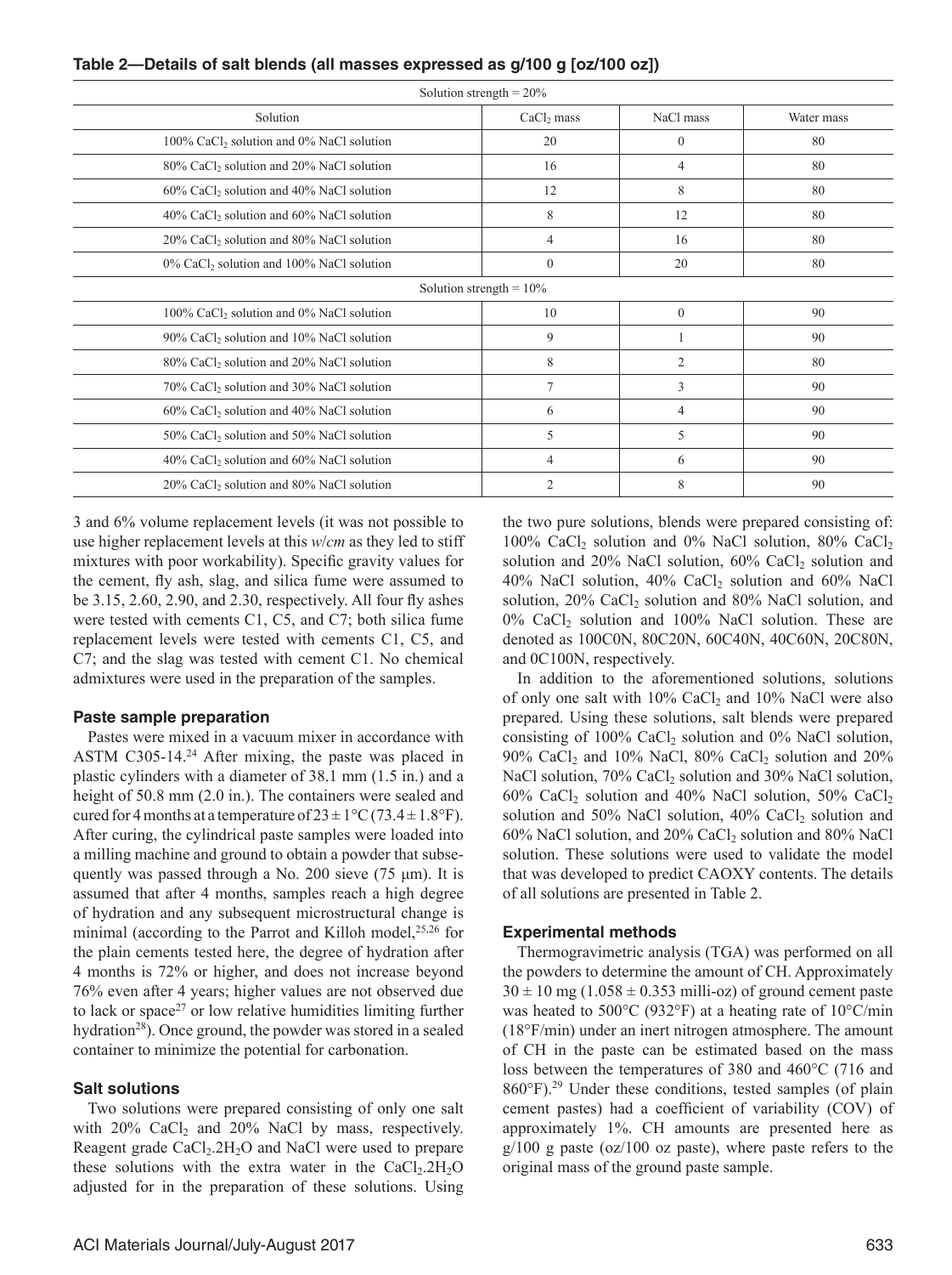**Table 2—Details of salt blends (all masses expressed as g/100 g [oz/100 oz])**

| Solution | $CaCl_2$ mass | NaCl mass | Water mass |
|---|---|---|---|
| Solution strength = 20% | | | |
| 100% $CaCl_2$ solution and 0% NaCl solution | 20 | 0 | 80 |
| 80% $CaCl_2$ solution and 20% NaCl solution | 16 | 4 | 80 |
| 60% $CaCl_2$ solution and 40% NaCl solution | 12 | 8 | 80 |
| 40% $CaCl_2$ solution and 60% NaCl solution | 8 | 12 | 80 |
| 20% $CaCl_2$ solution and 80% NaCl solution | 4 | 16 | 80 |
| 0% $CaCl_2$ solution and 100% NaCl solution | 0 | 20 | 80 |
| Solution strength = 10% | | | |
| 100% $CaCl_2$ solution and 0% NaCl solution | 10 | 0 | 90 |
| 90% $CaCl_2$ solution and 10% NaCl solution | 9 | 1 | 90 |
| 80% $CaCl_2$ solution and 20% NaCl solution | 8 | 2 | 80 |
| 70% $CaCl_2$ solution and 30% NaCl solution | 7 | 3 | 90 |
| 60% $CaCl_2$ solution and 40% NaCl solution | 6 | 4 | 90 |
| 50% $CaCl_2$ solution and 50% NaCl solution | 5 | 5 | 90 |
| 40% $CaCl_2$ solution and 60% NaCl solution | 4 | 6 | 90 |
| 20% $CaCl_2$ solution and 80% NaCl solution | 2 | 8 | 90 |

3 and 6% volume replacement levels (it was not possible to use higher replacement levels at this *w*/*cm* as they led to stiff mixtures with poor workability). Specific gravity values for the cement, fly ash, slag, and silica fume were assumed to be 3.15, 2.60, 2.90, and 2.30, respectively. All four fly ashes were tested with cements C1, C5, and C7; both silica fume replacement levels were tested with cements C1, C5, and C7; and the slag was tested with cement C1. No chemical admixtures were used in the preparation of the samples.

### Paste sample preparation

Pastes were mixed in a vacuum mixer in accordance with ASTM C305-14.[24] After mixing, the paste was placed in plastic cylinders with a diameter of 38.1 mm (1.5 in.) and a height of 50.8 mm (2.0 in.). The containers were sealed and cured for 4 months at a temperature of $23 \pm 1°C$ ($73.4 \pm 1.8°F$). After curing, the cylindrical paste samples were loaded into a milling machine and ground to obtain a powder that subsequently was passed through a No. 200 sieve (75 μm). It is assumed that after 4 months, samples reach a high degree of hydration and any subsequent microstructural change is minimal (according to the Parrot and Killoh model,[25,26] for the plain cements tested here, the degree of hydration after 4 months is 72% or higher, and does not increase beyond 76% even after 4 years; higher values are not observed due to lack or space[27] or low relative humidities limiting further hydration[28]). Once ground, the powder was stored in a sealed container to minimize the potential for carbonation.

### Salt solutions

Two solutions were prepared consisting of only one salt with 20% $CaCl_2$ and 20% NaCl by mass, respectively. Reagent grade $CaCl_2.2H_2O$ and NaCl were used to prepare these solutions with the extra water in the $CaCl_2.2H_2O$ adjusted for in the preparation of these solutions. Using the two pure solutions, blends were prepared consisting of: 100% $CaCl_2$ solution and 0% NaCl solution, 80% $CaCl_2$ solution and 20% NaCl solution, 60% $CaCl_2$ solution and 40% NaCl solution, 40% $CaCl_2$ solution and 60% NaCl solution, 20% $CaCl_2$ solution and 80% NaCl solution, and 0% $CaCl_2$ solution and 100% NaCl solution. These are denoted as 100C0N, 80C20N, 60C40N, 40C60N, 20C80N, and 0C100N, respectively.

In addition to the aforementioned solutions, solutions of only one salt with 10% $CaCl_2$ and 10% NaCl were also prepared. Using these solutions, salt blends were prepared consisting of 100% $CaCl_2$ solution and 0% NaCl solution, 90% $CaCl_2$ and 10% NaCl, 80% $CaCl_2$ solution and 20% NaCl solution, 70% $CaCl_2$ solution and 30% NaCl solution, 60% $CaCl_2$ solution and 40% NaCl solution, 50% $CaCl_2$ solution and 50% NaCl solution, 40% $CaCl_2$ solution and 60% NaCl solution, and 20% $CaCl_2$ solution and 80% NaCl solution. These solutions were used to validate the model that was developed to predict CAOXY contents. The details of all solutions are presented in Table 2.

### Experimental methods

Thermogravimetric analysis (TGA) was performed on all the powders to determine the amount of CH. Approximately $30 \pm 10$ mg ($1.058 \pm 0.353$ milli-oz) of ground cement paste was heated to 500°C (932°F) at a heating rate of 10°C/min (18°F/min) under an inert nitrogen atmosphere. The amount of CH in the paste can be estimated based on the mass loss between the temperatures of 380 and 460°C (716 and 860°F).[29] Under these conditions, tested samples (of plain cement pastes) had a coefficient of variability (COV) of approximately 1%. CH amounts are presented here as g/100 g paste (oz/100 oz paste), where paste refers to the original mass of the ground paste sample.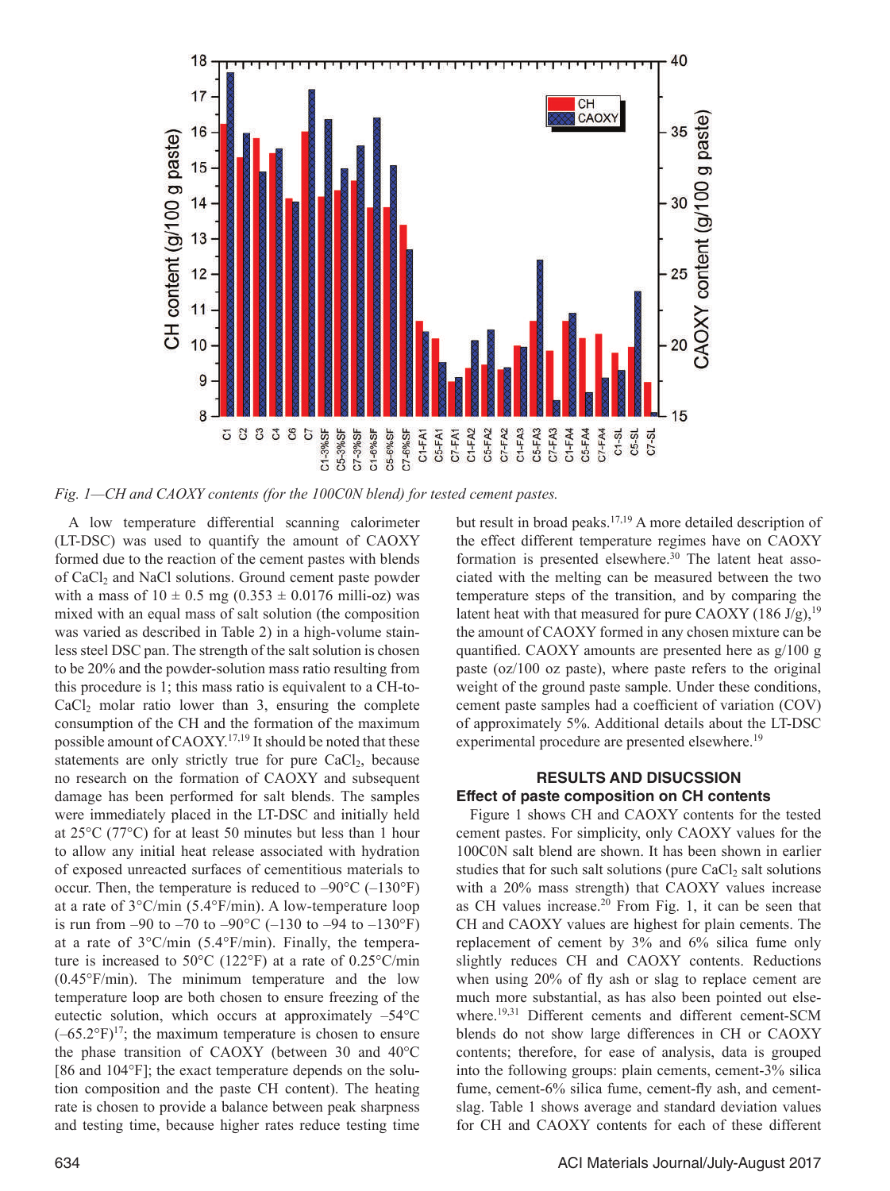*Fig. 1—CH and CAOXY contents (for the 100C0N blend) for tested cement pastes.*

A low temperature differential scanning calorimeter (LT-DSC) was used to quantify the amount of CAOXY formed due to the reaction of the cement pastes with blends of $CaCl_2$ and NaCl solutions. Ground cement paste powder with a mass of 10 ± 0.5 mg (0.353 ± 0.0176 milli-oz) was mixed with an equal mass of salt solution (the composition was varied as described in Table 2) in a high-volume stainless steel DSC pan. The strength of the salt solution is chosen to be 20% and the powder-solution mass ratio resulting from this procedure is 1; this mass ratio is equivalent to a CH-to-$CaCl_2$ molar ratio lower than 3, ensuring the complete consumption of the CH and the formation of the maximum possible amount of CAOXY.[17,19] It should be noted that these statements are only strictly true for pure $CaCl_2$, because no research on the formation of CAOXY and subsequent damage has been performed for salt blends. The samples were immediately placed in the LT-DSC and initially held at 25°C (77°C) for at least 50 minutes but less than 1 hour to allow any initial heat release associated with hydration of exposed unreacted surfaces of cementitious materials to occur. Then, the temperature is reduced to –90°C (–130°F) at a rate of 3°C/min (5.4°F/min). A low-temperature loop is run from –90 to –70 to –90°C (–130 to –94 to –130°F) at a rate of 3°C/min (5.4°F/min). Finally, the temperature is increased to 50°C (122°F) at a rate of 0.25°C/min (0.45°F/min). The minimum temperature and the low temperature loop are both chosen to ensure freezing of the eutectic solution, which occurs at approximately –54°C (–65.2°F)[17]; the maximum temperature is chosen to ensure the phase transition of CAOXY (between 30 and 40°C [86 and 104°F]; the exact temperature depends on the solution composition and the paste CH content). The heating rate is chosen to provide a balance between peak sharpness and testing time, because higher rates reduce testing time but result in broad peaks.[17,19] A more detailed description of the effect different temperature regimes have on CAOXY formation is presented elsewhere.[30] The latent heat associated with the melting can be measured between the two temperature steps of the transition, and by comparing the latent heat with that measured for pure CAOXY (186 J/g),[19] the amount of CAOXY formed in any chosen mixture can be quantified. CAOXY amounts are presented here as g/100 g paste (oz/100 oz paste), where paste refers to the original weight of the ground paste sample. Under these conditions, cement paste samples had a coefficient of variation (COV) of approximately 5%. Additional details about the LT-DSC experimental procedure are presented elsewhere.[19]

## RESULTS AND DISUCSSION

### Effect of paste composition on CH contents

Figure 1 shows CH and CAOXY contents for the tested cement pastes. For simplicity, only CAOXY values for the 100C0N salt blend are shown. It has been shown in earlier studies that for such salt solutions (pure $CaCl_2$ salt solutions with a 20% mass strength) that CAOXY values increase as CH values increase.[20] From Fig. 1, it can be seen that CH and CAOXY values are highest for plain cements. The replacement of cement by 3% and 6% silica fume only slightly reduces CH and CAOXY contents. Reductions when using 20% of fly ash or slag to replace cement are much more substantial, as has also been pointed out elsewhere.[19,31] Different cements and different cement-SCM blends do not show large differences in CH or CAOXY contents; therefore, for ease of analysis, data is grouped into the following groups: plain cements, cement-3% silica fume, cement-6% silica fume, cement-fly ash, and cement-slag. Table 1 shows average and standard deviation values for CH and CAOXY contents for each of these different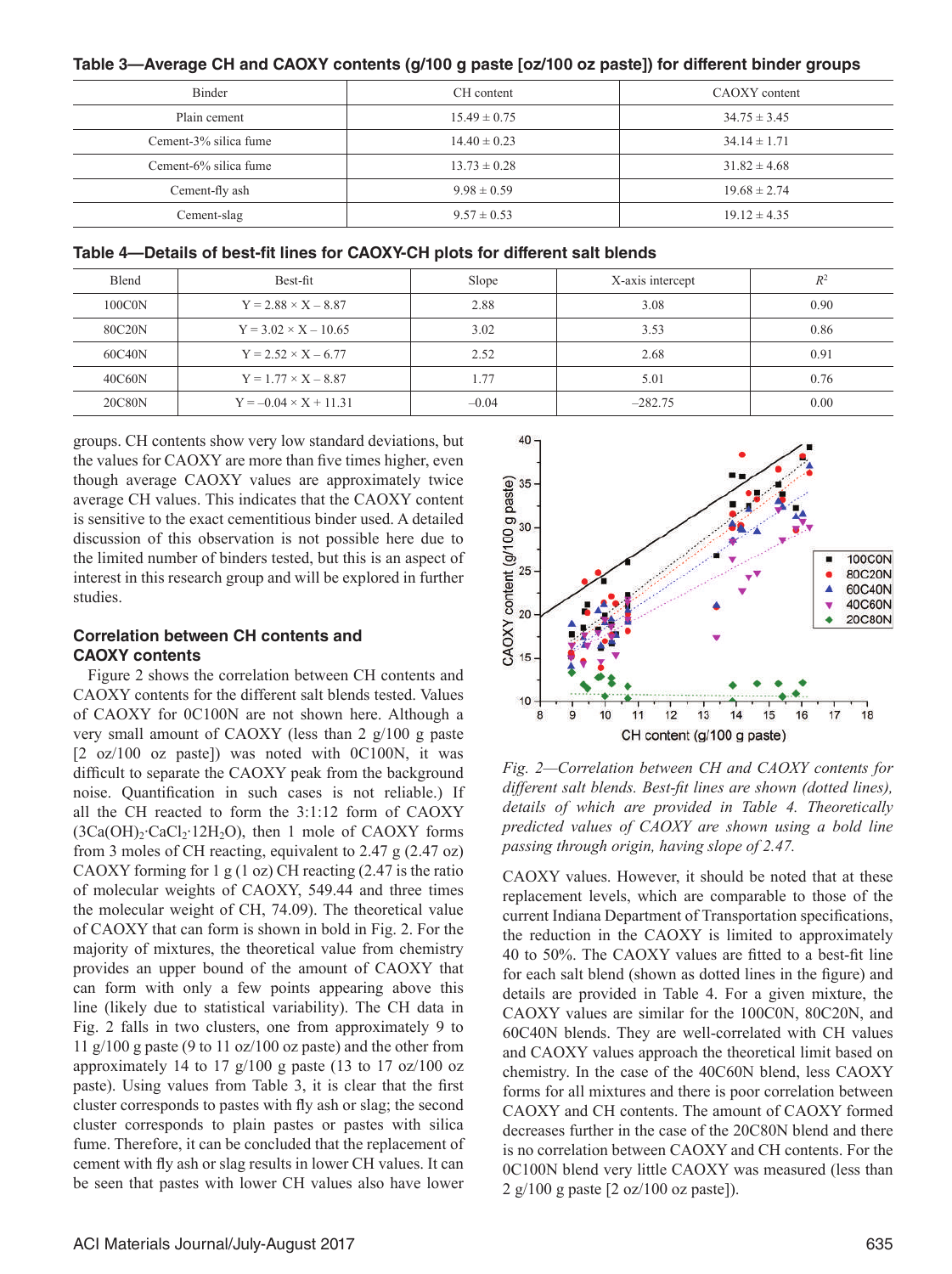**Table 3—Average CH and CAOXY contents (g/100 g paste [oz/100 oz paste]) for different binder groups**

| Binder | CH content | CAOXY content |
|---|---|---|
| Plain cement | 15.49 ± 0.75 | 34.75 ± 3.45 |
| Cement-3% silica fume | 14.40 ± 0.23 | 34.14 ± 1.71 |
| Cement-6% silica fume | 13.73 ± 0.28 | 31.82 ± 4.68 |
| Cement-fly ash | 9.98 ± 0.59 | 19.68 ± 2.74 |
| Cement-slag | 9.57 ± 0.53 | 19.12 ± 4.35 |

**Table 4—Details of best-fit lines for CAOXY-CH plots for different salt blends**

| Blend | Best-fit | Slope | X-axis intercept | $R^2$ |
|---|---|---|---|---|
| 100C0N | Y = 2.88 × X – 8.87 | 2.88 | 3.08 | 0.90 |
| 80C20N | Y = 3.02 × X – 10.65 | 3.02 | 3.53 | 0.86 |
| 60C40N | Y = 2.52 × X – 6.77 | 2.52 | 2.68 | 0.91 |
| 40C60N | Y = 1.77 × X – 8.87 | 1.77 | 5.01 | 0.76 |
| 20C80N | Y = –0.04 × X + 11.31 | –0.04 | –282.75 | 0.00 |

groups. CH contents show very low standard deviations, but the values for CAOXY are more than five times higher, even though average CAOXY values are approximately twice average CH values. This indicates that the CAOXY content is sensitive to the exact cementitious binder used. A detailed discussion of this observation is not possible here due to the limited number of binders tested, but this is an aspect of interest in this research group and will be explored in further studies.

## Correlation between CH contents and CAOXY contents

Figure 2 shows the correlation between CH contents and CAOXY contents for the different salt blends tested. Values of CAOXY for 0C100N are not shown here. Although a very small amount of CAOXY (less than 2 g/100 g paste [2 oz/100 oz paste]) was noted with 0C100N, it was difficult to separate the CAOXY peak from the background noise. Quantification in such cases is not reliable.) If all the CH reacted to form the 3:1:12 form of CAOXY ($3Ca(OH)_2 \cdot CaCl_2 \cdot 12H_2O$), then 1 mole of CAOXY forms from 3 moles of CH reacting, equivalent to 2.47 g (2.47 oz) CAOXY forming for 1 g (1 oz) CH reacting (2.47 is the ratio of molecular weights of CAOXY, 549.44 and three times the molecular weight of CH, 74.09). The theoretical value of CAOXY that can form is shown in bold in Fig. 2. For the majority of mixtures, the theoretical value from chemistry provides an upper bound of the amount of CAOXY that can form with only a few points appearing above this line (likely due to statistical variability). The CH data in Fig. 2 falls in two clusters, one from approximately 9 to 11 g/100 g paste (9 to 11 oz/100 oz paste) and the other from approximately 14 to 17 g/100 g paste (13 to 17 oz/100 oz paste). Using values from Table 3, it is clear that the first cluster corresponds to pastes with fly ash or slag; the second cluster corresponds to plain pastes or pastes with silica fume. Therefore, it can be concluded that the replacement of cement with fly ash or slag results in lower CH values. It can be seen that pastes with lower CH values also have lower

*Fig. 2—Correlation between CH and CAOXY contents for different salt blends. Best-fit lines are shown (dotted lines), details of which are provided in Table 4. Theoretically predicted values of CAOXY are shown using a bold line passing through origin, having slope of 2.47.*

CAOXY values. However, it should be noted that at these replacement levels, which are comparable to those of the current Indiana Department of Transportation specifications, the reduction in the CAOXY is limited to approximately 40 to 50%. The CAOXY values are fitted to a best-fit line for each salt blend (shown as dotted lines in the figure) and details are provided in Table 4. For a given mixture, the CAOXY values are similar for the 100C0N, 80C20N, and 60C40N blends. They are well-correlated with CH values and CAOXY values approach the theoretical limit based on chemistry. In the case of the 40C60N blend, less CAOXY forms for all mixtures and there is poor correlation between CAOXY and CH contents. The amount of CAOXY formed decreases further in the case of the 20C80N blend and there is no correlation between CAOXY and CH contents. For the 0C100N blend very little CAOXY was measured (less than 2 g/100 g paste [2 oz/100 oz paste]).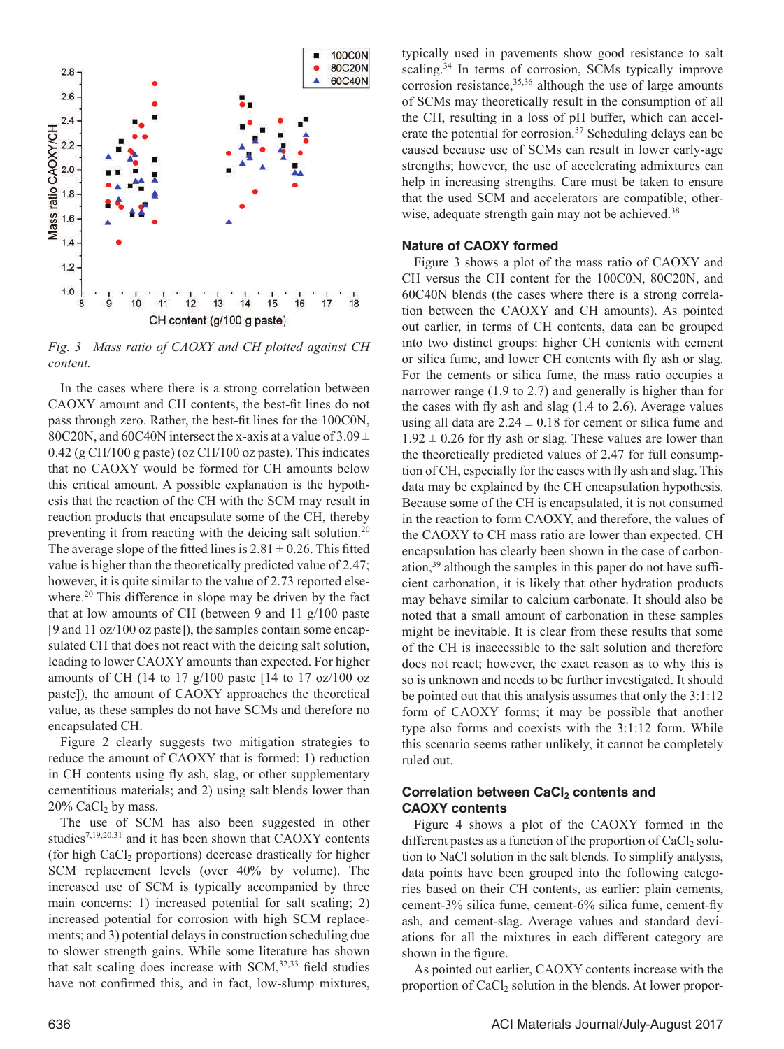Fig. 3—*Mass ratio of CAOXY and CH plotted against CH content.*

In the cases where there is a strong correlation between CAOXY amount and CH contents, the best-fit lines do not pass through zero. Rather, the best-fit lines for the 100C0N, 80C20N, and 60C40N intersect the x-axis at a value of 3.09 ± 0.42 (g CH/100 g paste) (oz CH/100 oz paste). This indicates that no CAOXY would be formed for CH amounts below this critical amount. A possible explanation is the hypothesis that the reaction of the CH with the SCM may result in reaction products that encapsulate some of the CH, thereby preventing it from reacting with the deicing salt solution.[20] The average slope of the fitted lines is 2.81 ± 0.26. This fitted value is higher than the theoretically predicted value of 2.47; however, it is quite similar to the value of 2.73 reported elsewhere.[20] This difference in slope may be driven by the fact that at low amounts of CH (between 9 and 11 g/100 paste [9 and 11 oz/100 oz paste]), the samples contain some encapsulated CH that does not react with the deicing salt solution, leading to lower CAOXY amounts than expected. For higher amounts of CH (14 to 17 g/100 paste [14 to 17 oz/100 oz paste]), the amount of CAOXY approaches the theoretical value, as these samples do not have SCMs and therefore no encapsulated CH.

Figure 2 clearly suggests two mitigation strategies to reduce the amount of CAOXY that is formed: 1) reduction in CH contents using fly ash, slag, or other supplementary cementitious materials; and 2) using salt blends lower than 20% $CaCl_2$ by mass.

The use of SCM has also been suggested in other studies[7,19,20,31] and it has been shown that CAOXY contents (for high $CaCl_2$ proportions) decrease drastically for higher SCM replacement levels (over 40% by volume). The increased use of SCM is typically accompanied by three main concerns: 1) increased potential for salt scaling; 2) increased potential for corrosion with high SCM replacements; and 3) potential delays in construction scheduling due to slower strength gains. While some literature has shown that salt scaling does increase with SCM,[32,33] field studies have not confirmed this, and in fact, low-slump mixtures, typically used in pavements show good resistance to salt scaling.[34] In terms of corrosion, SCMs typically improve corrosion resistance,[35,36] although the use of large amounts of SCMs may theoretically result in the consumption of all the CH, resulting in a loss of pH buffer, which can accelerate the potential for corrosion.[37] Scheduling delays can be caused because use of SCMs can result in lower early-age strengths; however, the use of accelerating admixtures can help in increasing strengths. Care must be taken to ensure that the used SCM and accelerators are compatible; otherwise, adequate strength gain may not be achieved.[38]

## Nature of CAOXY formed

Figure 3 shows a plot of the mass ratio of CAOXY and CH versus the CH content for the 100C0N, 80C20N, and 60C40N blends (the cases where there is a strong correlation between the CAOXY and CH amounts). As pointed out earlier, in terms of CH contents, data can be grouped into two distinct groups: higher CH contents with cement or silica fume, and lower CH contents with fly ash or slag. For the cements or silica fume, the mass ratio occupies a narrower range (1.9 to 2.7) and generally is higher than for the cases with fly ash and slag (1.4 to 2.6). Average values using all data are 2.24 ± 0.18 for cement or silica fume and 1.92 ± 0.26 for fly ash or slag. These values are lower than the theoretically predicted values of 2.47 for full consumption of CH, especially for the cases with fly ash and slag. This data may be explained by the CH encapsulation hypothesis. Because some of the CH is encapsulated, it is not consumed in the reaction to form CAOXY, and therefore, the values of the CAOXY to CH mass ratio are lower than expected. CH encapsulation has clearly been shown in the case of carbonation,[39] although the samples in this paper do not have sufficient carbonation, it is likely that other hydration products may behave similar to calcium carbonate. It should also be noted that a small amount of carbonation in these samples might be inevitable. It is clear from these results that some of the CH is inaccessible to the salt solution and therefore does not react; however, the exact reason as to why this is so is unknown and needs to be further investigated. It should be pointed out that this analysis assumes that only the 3:1:12 form of CAOXY forms; it may be possible that another type also forms and coexists with the 3:1:12 form. While this scenario seems rather unlikely, it cannot be completely ruled out.

## Correlation between $CaCl_2$ contents and CAOXY contents

Figure 4 shows a plot of the CAOXY formed in the different pastes as a function of the proportion of $CaCl_2$ solution to NaCl solution in the salt blends. To simplify analysis, data points have been grouped into the following categories based on their CH contents, as earlier: plain cements, cement-3% silica fume, cement-6% silica fume, cement-fly ash, and cement-slag. Average values and standard deviations for all the mixtures in each different category are shown in the figure.

As pointed out earlier, CAOXY contents increase with the proportion of $CaCl_2$ solution in the blends. At lower propor-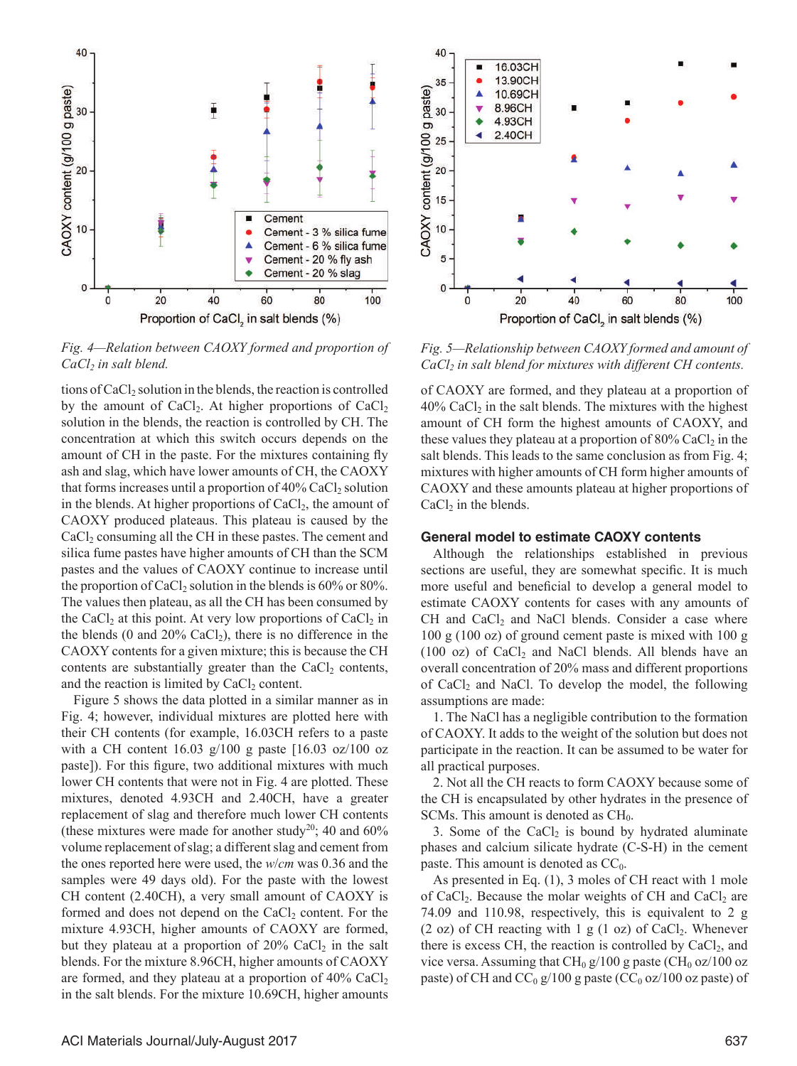Fig. 4—Relation between CAOXY formed and proportion of $CaCl_2$ in salt blend.

Fig. 5—Relationship between CAOXY formed and amount of $CaCl_2$ in salt blend for mixtures with different CH contents.

tions of $CaCl_2$ solution in the blends, the reaction is controlled by the amount of $CaCl_2$. At higher proportions of $CaCl_2$ solution in the blends, the reaction is controlled by CH. The concentration at which this switch occurs depends on the amount of CH in the paste. For the mixtures containing fly ash and slag, which have lower amounts of CH, the CAOXY that forms increases until a proportion of 40% $CaCl_2$ solution in the blends. At higher proportions of $CaCl_2$, the amount of CAOXY produced plateaus. This plateau is caused by the $CaCl_2$ consuming all the CH in these pastes. The cement and silica fume pastes have higher amounts of CH than the SCM pastes and the values of CAOXY continue to increase until the proportion of $CaCl_2$ solution in the blends is 60% or 80%. The values then plateau, as all the CH has been consumed by the $CaCl_2$ at this point. At very low proportions of $CaCl_2$ in the blends (0 and 20% $CaCl_2$), there is no difference in the CAOXY contents for a given mixture; this is because the CH contents are substantially greater than the $CaCl_2$ contents, and the reaction is limited by $CaCl_2$ content.

Figure 5 shows the data plotted in a similar manner as in Fig. 4; however, individual mixtures are plotted here with their CH contents (for example, 16.03CH refers to a paste with a CH content 16.03 g/100 g paste [16.03 oz/100 oz paste]). For this figure, two additional mixtures with much lower CH contents that were not in Fig. 4 are plotted. These mixtures, denoted 4.93CH and 2.40CH, have a greater replacement of slag and therefore much lower CH contents (these mixtures were made for another study[20]; 40 and 60% volume replacement of slag; a different slag and cement from the ones reported here were used, the *w/cm* was 0.36 and the samples were 49 days old). For the paste with the lowest CH content (2.40CH), a very small amount of CAOXY is formed and does not depend on the $CaCl_2$ content. For the mixture 4.93CH, higher amounts of CAOXY are formed, but they plateau at a proportion of 20% $CaCl_2$ in the salt blends. For the mixture 8.96CH, higher amounts of CAOXY are formed, and they plateau at a proportion of 40% $CaCl_2$ in the salt blends. For the mixture 10.69CH, higher amounts of CAOXY are formed, and they plateau at a proportion of 40% $CaCl_2$ in the salt blends. The mixtures with the highest amount of CH form the highest amounts of CAOXY, and these values they plateau at a proportion of 80% $CaCl_2$ in the salt blends. This leads to the same conclusion as from Fig. 4; mixtures with higher amounts of CH form higher amounts of CAOXY and these amounts plateau at higher proportions of $CaCl_2$ in the blends.

## General model to estimate CAOXY contents

Although the relationships established in previous sections are useful, they are somewhat specific. It is much more useful and beneficial to develop a general model to estimate CAOXY contents for cases with any amounts of CH and $CaCl_2$ and NaCl blends. Consider a case where 100 g (100 oz) of ground cement paste is mixed with 100 g (100 oz) of $CaCl_2$ and NaCl blends. All blends have an overall concentration of 20% mass and different proportions of $CaCl_2$ and NaCl. To develop the model, the following assumptions are made:

1. The NaCl has a negligible contribution to the formation of CAOXY. It adds to the weight of the solution but does not participate in the reaction. It can be assumed to be water for all practical purposes.

2. Not all the CH reacts to form CAOXY because some of the CH is encapsulated by other hydrates in the presence of SCMs. This amount is denoted as $CH_0$.

3. Some of the $CaCl_2$ is bound by hydrated aluminate phases and calcium silicate hydrate (C-S-H) in the cement paste. This amount is denoted as $CC_0$.

As presented in Eq. (1), 3 moles of CH react with 1 mole of $CaCl_2$. Because the molar weights of CH and $CaCl_2$ are 74.09 and 110.98, respectively, this is equivalent to 2 g (2 oz) of CH reacting with 1 g (1 oz) of $CaCl_2$. Whenever there is excess CH, the reaction is controlled by $CaCl_2$, and vice versa. Assuming that $CH_0$ g/100 g paste ($CH_0$ oz/100 oz paste) of CH and $CC_0$ g/100 g paste ($CC_0$ oz/100 oz paste) of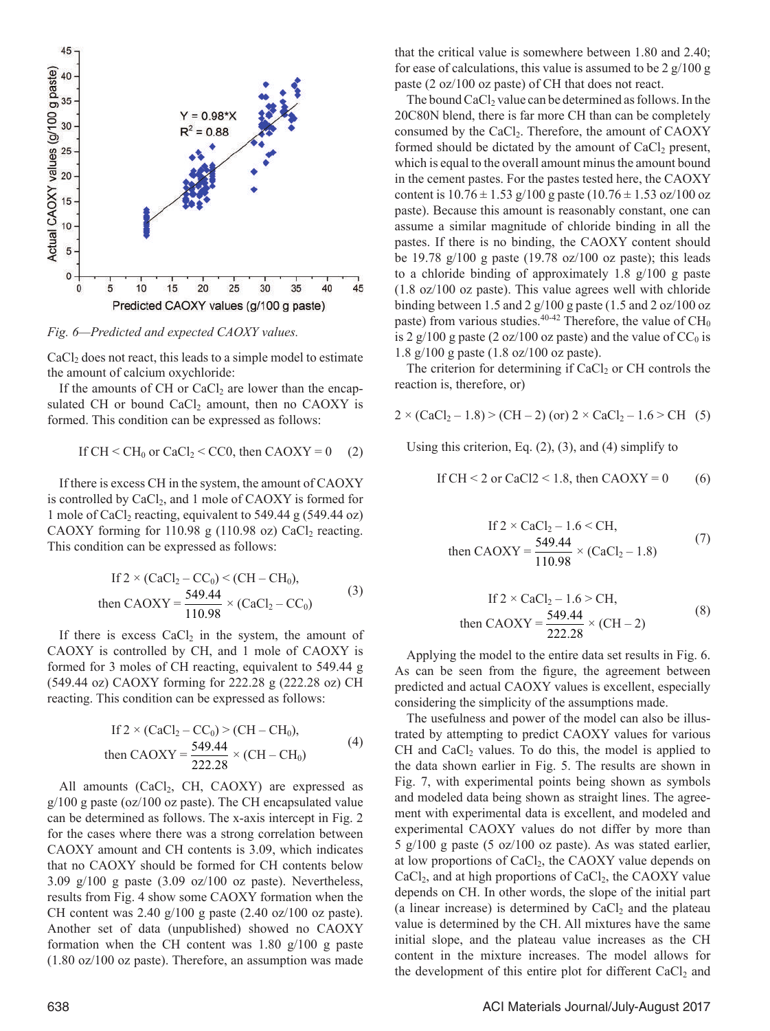Fig. 6—Predicted and expected CAOXY values.

$CaCl_2$ does not react, this leads to a simple model to estimate the amount of calcium oxychloride:

If the amounts of CH or $CaCl_2$ are lower than the encapsulated CH or bound $CaCl_2$ amount, then no CAOXY is formed. This condition can be expressed as follows:

$$\text{If CH} < \text{CH}_0 \text{ or } \text{CaCl}_2 < \text{CC0, then CAOXY} = 0 \quad (2)$$

If there is excess CH in the system, the amount of CAOXY is controlled by $CaCl_2$, and 1 mole of CAOXY is formed for 1 mole of $CaCl_2$ reacting, equivalent to 549.44 g (549.44 oz) CAOXY forming for 110.98 g (110.98 oz) $CaCl_2$ reacting. This condition can be expressed as follows:

$$\text{If } 2 \times (\text{CaCl}_2 - \text{CC}_0) < (\text{CH} - \text{CH}_0), \quad \text{then CAOXY} = \frac{549.44}{110.98} \times (\text{CaCl}_2 - \text{CC}_0) \quad (3)$$

If there is excess $CaCl_2$ in the system, the amount of CAOXY is controlled by CH, and 1 mole of CAOXY is formed for 3 moles of CH reacting, equivalent to 549.44 g (549.44 oz) CAOXY forming for 222.28 g (222.28 oz) CH reacting. This condition can be expressed as follows:

$$\text{If } 2 \times (\text{CaCl}_2 - \text{CC}_0) > (\text{CH} - \text{CH}_0), \quad \text{then CAOXY} = \frac{549.44}{222.28} \times (\text{CH} - \text{CH}_0) \quad (4)$$

All amounts ($CaCl_2$, CH, CAOXY) are expressed as g/100 g paste (oz/100 oz paste). The CH encapsulated value can be determined as follows. The x-axis intercept in Fig. 2 for the cases where there was a strong correlation between CAOXY amount and CH contents is 3.09, which indicates that no CAOXY should be formed for CH contents below 3.09 g/100 g paste (3.09 oz/100 oz paste). Nevertheless, results from Fig. 4 show some CAOXY formation when the CH content was 2.40 g/100 g paste (2.40 oz/100 oz paste). Another set of data (unpublished) showed no CAOXY formation when the CH content was 1.80 g/100 g paste (1.80 oz/100 oz paste). Therefore, an assumption was made that the critical value is somewhere between 1.80 and 2.40; for ease of calculations, this value is assumed to be 2 g/100 g paste (2 oz/100 oz paste) of CH that does not react.

The bound $CaCl_2$ value can be determined as follows. In the 20C80N blend, there is far more CH than can be completely consumed by the $CaCl_2$. Therefore, the amount of CAOXY formed should be dictated by the amount of $CaCl_2$ present, which is equal to the overall amount minus the amount bound in the cement pastes. For the pastes tested here, the CAOXY content is 10.76 ± 1.53 g/100 g paste (10.76 ± 1.53 oz/100 oz paste). Because this amount is reasonably constant, one can assume a similar magnitude of chloride binding in all the pastes. If there is no binding, the CAOXY content should be 19.78 g/100 g paste (19.78 oz/100 oz paste); this leads to a chloride binding of approximately 1.8 g/100 g paste (1.8 oz/100 oz paste). This value agrees well with chloride binding between 1.5 and 2 g/100 g paste (1.5 and 2 oz/100 oz paste) from various studies.[40-42] Therefore, the value of $CH_0$ is 2 g/100 g paste (2 oz/100 oz paste) and the value of $CC_0$ is 1.8 g/100 g paste (1.8 oz/100 oz paste).

The criterion for determining if $CaCl_2$ or CH controls the reaction is, therefore, or)

$$2 \times (\text{CaCl}_2 - 1.8) > (\text{CH} - 2) \text{ (or) } 2 \times \text{CaCl}_2 - 1.6 > \text{CH} \quad (5)$$

Using this criterion, Eq. (2), (3), and (4) simplify to

$$\text{If CH} < 2 \text{ or CaCl2} < 1.8, \text{ then CAOXY} = 0 \quad (6)$$

$$\text{If } 2 \times \text{CaCl}_2 - 1.6 < \text{CH}, \quad \text{then CAOXY} = \frac{549.44}{110.98} \times (\text{CaCl}_2 - 1.8) \quad (7)$$

$$\text{If } 2 \times \text{CaCl}_2 - 1.6 > \text{CH}, \quad \text{then CAOXY} = \frac{549.44}{222.28} \times (\text{CH} - 2) \quad (8)$$

Applying the model to the entire data set results in Fig. 6. As can be seen from the figure, the agreement between predicted and actual CAOXY values is excellent, especially considering the simplicity of the assumptions made.

The usefulness and power of the model can also be illustrated by attempting to predict CAOXY values for various CH and $CaCl_2$ values. To do this, the model is applied to the data shown earlier in Fig. 5. The results are shown in Fig. 7, with experimental points being shown as symbols and modeled data being shown as straight lines. The agreement with experimental data is excellent, and modeled and experimental CAOXY values do not differ by more than 5 g/100 g paste (5 oz/100 oz paste). As was stated earlier, at low proportions of $CaCl_2$, the CAOXY value depends on $CaCl_2$, and at high proportions of $CaCl_2$, the CAOXY value depends on CH. In other words, the slope of the initial part (a linear increase) is determined by $CaCl_2$ and the plateau value is determined by the CH. All mixtures have the same initial slope, and the plateau value increases as the CH content in the mixture increases. The model allows for the development of this entire plot for different $CaCl_2$ and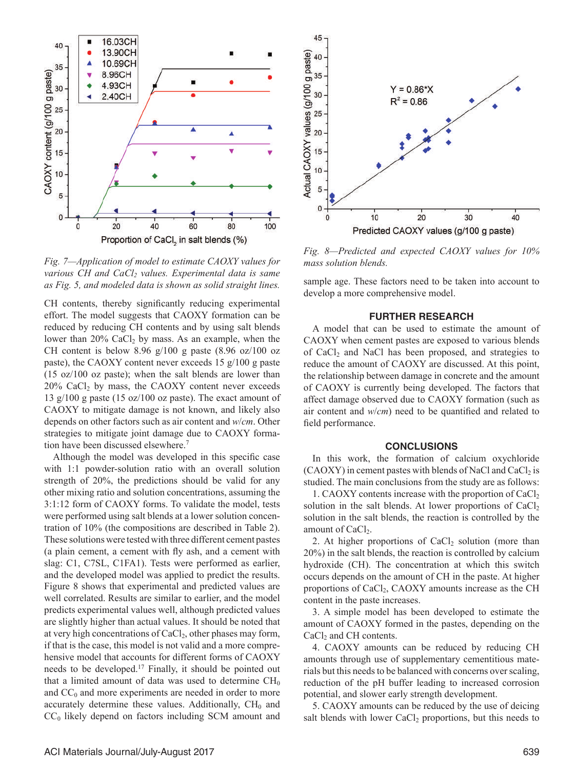*Fig. 7—Application of model to estimate CAOXY values for various CH and $CaCl_2$ values. Experimental data is same as Fig. 5, and modeled data is shown as solid straight lines.*

CH contents, thereby significantly reducing experimental effort. The model suggests that CAOXY formation can be reduced by reducing CH contents and by using salt blends lower than 20% $CaCl_2$ by mass. As an example, when the CH content is below 8.96 g/100 g paste (8.96 oz/100 oz paste), the CAOXY content never exceeds 15 g/100 g paste (15 oz/100 oz paste); when the salt blends are lower than 20% $CaCl_2$ by mass, the CAOXY content never exceeds 13 g/100 g paste (15 oz/100 oz paste). The exact amount of CAOXY to mitigate damage is not known, and likely also depends on other factors such as air content and *w*/*cm*. Other strategies to mitigate joint damage due to CAOXY formation have been discussed elsewhere.[7]

Although the model was developed in this specific case with 1:1 powder-solution ratio with an overall solution strength of 20%, the predictions should be valid for any other mixing ratio and solution concentrations, assuming the 3:1:12 form of CAOXY forms. To validate the model, tests were performed using salt blends at a lower solution concentration of 10% (the compositions are described in Table 2). These solutions were tested with three different cement pastes (a plain cement, a cement with fly ash, and a cement with slag: C1, C7SL, C1FA1). Tests were performed as earlier, and the developed model was applied to predict the results. Figure 8 shows that experimental and predicted values are well correlated. Results are similar to earlier, and the model predicts experimental values well, although predicted values are slightly higher than actual values. It should be noted that at very high concentrations of $CaCl_2$, other phases may form, if that is the case, this model is not valid and a more comprehensive model that accounts for different forms of CAOXY needs to be developed.[17] Finally, it should be pointed out that a limited amount of data was used to determine $CH_0$ and $CC_0$ and more experiments are needed in order to more accurately determine these values. Additionally, $CH_0$ and $CC_0$ likely depend on factors including SCM amount and sample age. These factors need to be taken into account to develop a more comprehensive model.

*Fig. 8—Predicted and expected CAOXY values for 10% mass solution blends.*

## FURTHER RESEARCH

A model that can be used to estimate the amount of CAOXY when cement pastes are exposed to various blends of $CaCl_2$ and NaCl has been proposed, and strategies to reduce the amount of CAOXY are discussed. At this point, the relationship between damage in concrete and the amount of CAOXY is currently being developed. The factors that affect damage observed due to CAOXY formation (such as air content and *w*/*cm*) need to be quantified and related to field performance.

## CONCLUSIONS

In this work, the formation of calcium oxychloride (CAOXY) in cement pastes with blends of NaCl and $CaCl_2$ is studied. The main conclusions from the study are as follows:

1. CAOXY contents increase with the proportion of $CaCl_2$ solution in the salt blends. At lower proportions of $CaCl_2$ solution in the salt blends, the reaction is controlled by the amount of $CaCl_2$.

2. At higher proportions of $CaCl_2$ solution (more than 20%) in the salt blends, the reaction is controlled by calcium hydroxide (CH). The concentration at which this switch occurs depends on the amount of CH in the paste. At higher proportions of $CaCl_2$, CAOXY amounts increase as the CH content in the paste increases.

3. A simple model has been developed to estimate the amount of CAOXY formed in the pastes, depending on the $CaCl_2$ and CH contents.

4. CAOXY amounts can be reduced by reducing CH amounts through use of supplementary cementitious materials but this needs to be balanced with concerns over scaling, reduction of the pH buffer leading to increased corrosion potential, and slower early strength development.

5. CAOXY amounts can be reduced by the use of deicing salt blends with lower $CaCl_2$ proportions, but this needs to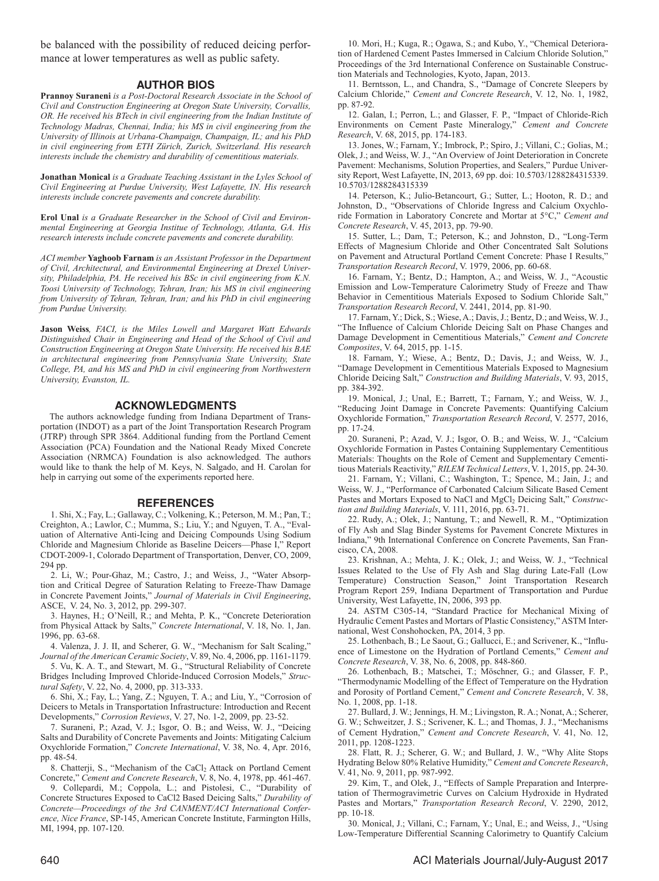be balanced with the possibility of reduced deicing performance at lower temperatures as well as public safety.

## AUTHOR BIOS

**Prannoy Suraneni** *is a Post-Doctoral Research Associate in the School of Civil and Construction Engineering at Oregon State University, Corvallis, OR. He received his BTech in civil engineering from the Indian Institute of Technology Madras, Chennai, India; his MS in civil engineering from the University of Illinois at Urbana-Champaign, Champaign, IL; and his PhD in civil engineering from ETH Zürich, Zurich, Switzerland. His research interests include the chemistry and durability of cementitious materials.*

**Jonathan Monical** *is a Graduate Teaching Assistant in the Lyles School of Civil Engineering at Purdue University, West Lafayette, IN. His research interests include concrete pavements and concrete durability.*

**Erol Unal** *is a Graduate Researcher in the School of Civil and Environmental Engineering at Georgia Institue of Technology, Atlanta, GA. His research interests include concrete pavements and concrete durability.*

*ACI member* **Yaghoob Farnam** *is an Assistant Professor in the Department of Civil, Architectural, and Environmental Engineering at Drexel University, Philadelphia, PA. He received his BSc in civil engineering from K.N. Toosi University of Technology, Tehran, Iran; his MS in civil engineering from University of Tehran, Tehran, Iran; and his PhD in civil engineering from Purdue University.*

**Jason Weiss***, FACI, is the Miles Lowell and Margaret Watt Edwards Distinguished Chair in Engineering and Head of the School of Civil and Construction Engineering at Oregon State University. He received his BAE in architectural engineering from Pennsylvania State University, State College, PA, and his MS and PhD in civil engineering from Northwestern University, Evanston, IL.*

## ACKNOWLEDGMENTS

The authors acknowledge funding from Indiana Department of Transportation (INDOT) as a part of the Joint Transportation Research Program (JTRP) through SPR 3864. Additional funding from the Portland Cement Association (PCA) Foundation and the National Ready Mixed Concrete Association (NRMCA) Foundation is also acknowledged. The authors would like to thank the help of M. Keys, N. Salgado, and H. Carolan for help in carrying out some of the experiments reported here.

## REFERENCES

1. Shi, X.; Fay, L.; Gallaway, C.; Volkening, K.; Peterson, M. M.; Pan, T.; Creighton, A.; Lawlor, C.; Mumma, S.; Liu, Y.; and Nguyen, T. A., "Evaluation of Alternative Anti-Icing and Deicing Compounds Using Sodium Chloride and Magnesium Chloride as Baseline Deicers—Phase I," Report CDOT-2009-1, Colorado Department of Transportation, Denver, CO, 2009, 294 pp.

2. Li, W.; Pour-Ghaz, M.; Castro, J.; and Weiss, J., "Water Absorption and Critical Degree of Saturation Relating to Freeze-Thaw Damage in Concrete Pavement Joints," *Journal of Materials in Civil Engineering*, ASCE, V. 24, No. 3, 2012, pp. 299-307.

3. Haynes, H.; O'Neill, R.; and Mehta, P. K., "Concrete Deterioration from Physical Attack by Salts," *Concrete International*, V. 18, No. 1, Jan. 1996, pp. 63-68.

4. Valenza, J. J. II, and Scherer, G. W., "Mechanism for Salt Scaling," *Journal of the American Ceramic Society*, V. 89, No. 4, 2006, pp. 1161-1179.

5. Vu, K. A. T., and Stewart, M. G., "Structural Reliability of Concrete Bridges Including Improved Chloride-Induced Corrosion Models," *Structural Safety*, V. 22, No. 4, 2000, pp. 313-333.

6. Shi, X.; Fay, L.; Yang, Z.; Nguyen, T. A.; and Liu, Y., "Corrosion of Deicers to Metals in Transportation Infrastructure: Introduction and Recent Developments," *Corrosion Reviews*, V. 27, No. 1-2, 2009, pp. 23-52.

7. Suraneni, P.; Azad, V. J.; Isgor, O. B.; and Weiss, W. J., "Deicing Salts and Durability of Concrete Pavements and Joints: Mitigating Calcium Oxychloride Formation," *Concrete International*, V. 38, No. 4, Apr. 2016, pp. 48-54.

8. Chatterji, S., "Mechanism of the $CaCl_2$ Attack on Portland Cement Concrete," *Cement and Concrete Research*, V. 8, No. 4, 1978, pp. 461-467.

9. Collepardi, M.; Coppola, L.; and Pistolesi, C., "Durability of Concrete Structures Exposed to CaCl2 Based Deicing Salts," *Durability of Concrete—Proceedings of the 3rd CANMENT/ACI International Conference, Nice France*, SP-145, American Concrete Institute, Farmington Hills, MI, 1994, pp. 107-120.

10. Mori, H.; Kuga, R.; Ogawa, S.; and Kubo, Y., "Chemical Deterioration of Hardened Cement Pastes Immersed in Calcium Chloride Solution," Proceedings of the 3rd International Conference on Sustainable Construction Materials and Technologies, Kyoto, Japan, 2013.

11. Berntsson, L., and Chandra, S., "Damage of Concrete Sleepers by Calcium Chloride," *Cement and Concrete Research*, V. 12, No. 1, 1982, pp. 87-92.

12. Galan, I.; Perron, L.; and Glasser, F. P., "Impact of Chloride-Rich Environments on Cement Paste Mineralogy," *Cement and Concrete Research*, V. 68, 2015, pp. 174-183.

13. Jones, W.; Farnam, Y.; Imbrock, P.; Spiro, J.; Villani, C.; Golias, M.; Olek, J.; and Weiss, W. J., "An Overview of Joint Deterioration in Concrete Pavement: Mechanisms, Solution Properties, and Sealers," Purdue University Report, West Lafayette, IN, 2013, 69 pp. doi: 10.5703/1288284315339. 10.5703/1288284315339

14. Peterson, K.; Julio-Betancourt, G.; Sutter, L.; Hooton, R. D.; and Johnston, D., "Observations of Chloride Ingress and Calcium Oxychloride Formation in Laboratory Concrete and Mortar at 5°C," *Cement and Concrete Research*, V. 45, 2013, pp. 79-90.

15. Sutter, L.; Dam, T.; Peterson, K.; and Johnston, D., "Long-Term Effects of Magnesium Chloride and Other Concentrated Salt Solutions on Pavement and Atructural Portland Cement Concrete: Phase I Results," *Transportation Research Record*, V. 1979, 2006, pp. 60-68.

16. Farnam, Y.; Bentz, D.; Hampton, A.; and Weiss, W. J., "Acoustic Emission and Low-Temperature Calorimetry Study of Freeze and Thaw Behavior in Cementitious Materials Exposed to Sodium Chloride Salt," *Transportation Research Record*, V. 2441, 2014, pp. 81-90.

17. Farnam, Y.; Dick, S.; Wiese, A.; Davis, J.; Bentz, D.; and Weiss, W. J., "The Influence of Calcium Chloride Deicing Salt on Phase Changes and Damage Development in Cementitious Materials," *Cement and Concrete Composites*, V. 64, 2015, pp. 1-15.

18. Farnam, Y.; Wiese, A.; Bentz, D.; Davis, J.; and Weiss, W. J., "Damage Development in Cementitious Materials Exposed to Magnesium Chloride Deicing Salt," *Construction and Building Materials*, V. 93, 2015, pp. 384-392.

19. Monical, J.; Unal, E.; Barrett, T.; Farnam, Y.; and Weiss, W. J., "Reducing Joint Damage in Concrete Pavements: Quantifying Calcium Oxychloride Formation," *Transportation Research Record*, V. 2577, 2016, pp. 17-24.

20. Suraneni, P.; Azad, V. J.; Isgor, O. B.; and Weiss, W. J., "Calcium Oxychloride Formation in Pastes Containing Supplementary Cementitious Materials: Thoughts on the Role of Cement and Supplementary Cementitious Materials Reactivity," *RILEM Technical Letters*, V. 1, 2015, pp. 24-30.

21. Farnam, Y.; Villani, C.; Washington, T.; Spence, M.; Jain, J.; and Weiss, W. J., "Performance of Carbonated Calcium Silicate Based Cement Pastes and Mortars Exposed to NaCl and $MgCl_2$ Deicing Salt," *Construction and Building Materials*, V. 111, 2016, pp. 63-71.

22. Rudy, A.; Olek, J.; Nantung, T.; and Newell, R. M., "Optimization of Fly Ash and Slag Binder Systems for Pavement Concrete Mixtures in Indiana," 9th International Conference on Concrete Pavements, San Francisco, CA, 2008.

23. Krishnan, A.; Mehta, J. K.; Olek, J.; and Weiss, W. J., "Technical Issues Related to the Use of Fly Ash and Slag during Late-Fall (Low Temperature) Construction Season," Joint Transportation Research Program Report 259, Indiana Department of Transportation and Purdue University, West Lafayette, IN, 2006, 393 pp.

24. ASTM C305-14, "Standard Practice for Mechanical Mixing of Hydraulic Cement Pastes and Mortars of Plastic Consistency," ASTM International, West Conshohocken, PA, 2014, 3 pp.

25. Lothenbach, B.; Le Saout, G.; Gallucci, E.; and Scrivener, K., "Influence of Limestone on the Hydration of Portland Cements," *Cement and Concrete Research*, V. 38, No. 6, 2008, pp. 848-860.

26. Lothenbach, B.; Matschei, T.; Möschner, G.; and Glasser, F. P., "Thermodynamic Modelling of the Effect of Temperature on the Hydration and Porosity of Portland Cement," *Cement and Concrete Research*, V. 38, No. 1, 2008, pp. 1-18.

27. Bullard, J. W.; Jennings, H. M.; Livingston, R. A.; Nonat, A.; Scherer, G. W.; Schweitzer, J. S.; Scrivener, K. L.; and Thomas, J. J., "Mechanisms of Cement Hydration," *Cement and Concrete Research*, V. 41, No. 12, 2011, pp. 1208-1223.

28. Flatt, R. J.; Scherer, G. W.; and Bullard, J. W., "Why Alite Stops Hydrating Below 80% Relative Humidity," *Cement and Concrete Research*, V. 41, No. 9, 2011, pp. 987-992.

29. Kim, T., and Olek, J., "Effects of Sample Preparation and Interpretation of Thermogravimetric Curves on Calcium Hydroxide in Hydrated Pastes and Mortars," *Transportation Research Record*, V. 2290, 2012, pp. 10-18.

30. Monical, J.; Villani, C.; Farnam, Y.; Unal, E.; and Weiss, J., "Using Low-Temperature Differential Scanning Calorimetry to Quantify Calcium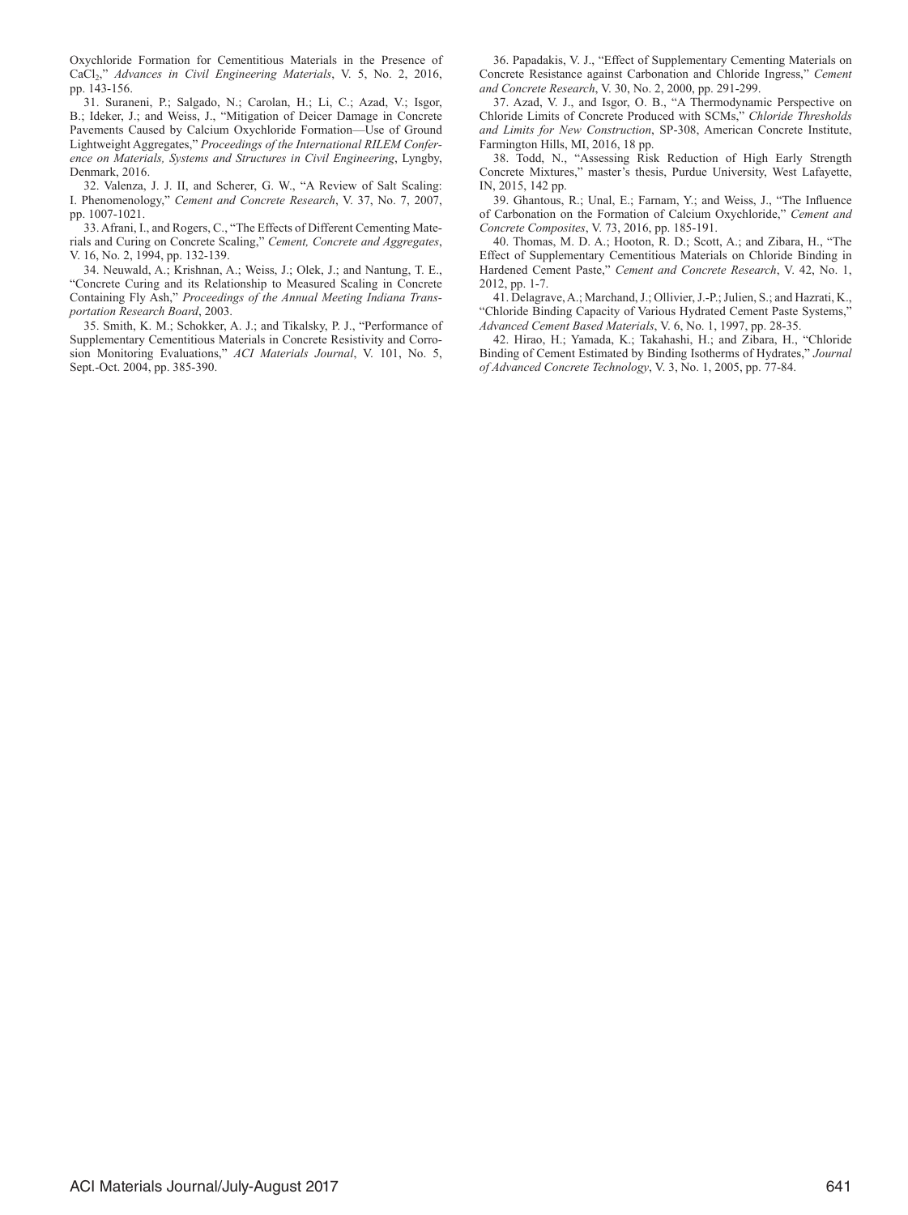Oxychloride Formation for Cementitious Materials in the Presence of $CaCl_2$," *Advances in Civil Engineering Materials*, V. 5, No. 2, 2016, pp. 143-156.

31. Suraneni, P.; Salgado, N.; Carolan, H.; Li, C.; Azad, V.; Isgor, B.; Ideker, J.; and Weiss, J., "Mitigation of Deicer Damage in Concrete Pavements Caused by Calcium Oxychloride Formation—Use of Ground Lightweight Aggregates," *Proceedings of the International RILEM Conference on Materials, Systems and Structures in Civil Engineering*, Lyngby, Denmark, 2016.

32. Valenza, J. J. II, and Scherer, G. W., "A Review of Salt Scaling: I. Phenomenology," *Cement and Concrete Research*, V. 37, No. 7, 2007, pp. 1007-1021.

33. Afrani, I., and Rogers, C., "The Effects of Different Cementing Materials and Curing on Concrete Scaling," *Cement, Concrete and Aggregates*, V. 16, No. 2, 1994, pp. 132-139.

34. Neuwald, A.; Krishnan, A.; Weiss, J.; Olek, J.; and Nantung, T. E., "Concrete Curing and its Relationship to Measured Scaling in Concrete Containing Fly Ash," *Proceedings of the Annual Meeting Indiana Transportation Research Board*, 2003.

35. Smith, K. M.; Schokker, A. J.; and Tikalsky, P. J., "Performance of Supplementary Cementitious Materials in Concrete Resistivity and Corrosion Monitoring Evaluations," *ACI Materials Journal*, V. 101, No. 5, Sept.-Oct. 2004, pp. 385-390.

36. Papadakis, V. J., "Effect of Supplementary Cementing Materials on Concrete Resistance against Carbonation and Chloride Ingress," *Cement and Concrete Research*, V. 30, No. 2, 2000, pp. 291-299.

37. Azad, V. J., and Isgor, O. B., "A Thermodynamic Perspective on Chloride Limits of Concrete Produced with SCMs," *Chloride Thresholds and Limits for New Construction*, SP-308, American Concrete Institute, Farmington Hills, MI, 2016, 18 pp.

38. Todd, N., "Assessing Risk Reduction of High Early Strength Concrete Mixtures," master's thesis, Purdue University, West Lafayette, IN, 2015, 142 pp.

39. Ghantous, R.; Unal, E.; Farnam, Y.; and Weiss, J., "The Influence of Carbonation on the Formation of Calcium Oxychloride," *Cement and Concrete Composites*, V. 73, 2016, pp. 185-191.

40. Thomas, M. D. A.; Hooton, R. D.; Scott, A.; and Zibara, H., "The Effect of Supplementary Cementitious Materials on Chloride Binding in Hardened Cement Paste," *Cement and Concrete Research*, V. 42, No. 1, 2012, pp. 1-7.

41. Delagrave, A.; Marchand, J.; Ollivier, J.-P.; Julien, S.; and Hazrati, K., "Chloride Binding Capacity of Various Hydrated Cement Paste Systems," *Advanced Cement Based Materials*, V. 6, No. 1, 1997, pp. 28-35.

42. Hirao, H.; Yamada, K.; Takahashi, H.; and Zibara, H., "Chloride Binding of Cement Estimated by Binding Isotherms of Hydrates," *Journal of Advanced Concrete Technology*, V. 3, No. 1, 2005, pp. 77-84.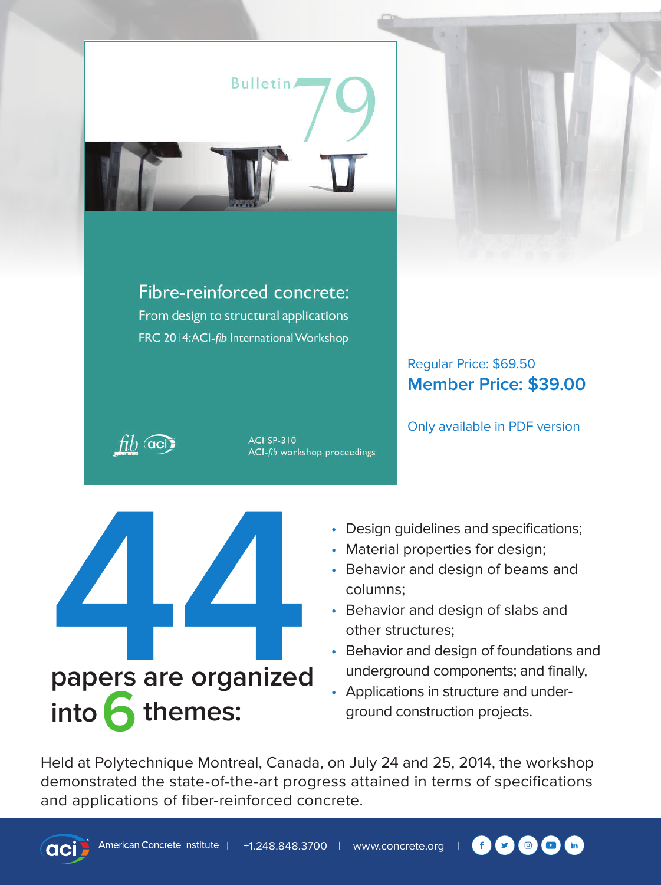Bulletin 79

# Fibre-reinforced concrete:

## From design to structural applications

FRC 2014:ACI-*fib* International Workshop

*fib* aci

ACI SP-310
ACI-*fib* workshop proceedings

Regular Price: $69.50

**Member Price: $39.00**

Only available in PDF version

**44 papers are organized into 6 themes:**

- Design guidelines and specifications;
- Material properties for design;
- Behavior and design of beams and columns;
- Behavior and design of slabs and other structures;
- Behavior and design of foundations and underground components; and finally,
- Applications in structure and underground construction projects.

Held at Polytechnique Montreal, Canada, on July 24 and 25, 2014, the workshop demonstrated the state-of-the-art progress attained in terms of specifications and applications of fiber-reinforced concrete.

American Concrete Institute | +1.248.848.3700 | www.concrete.org |